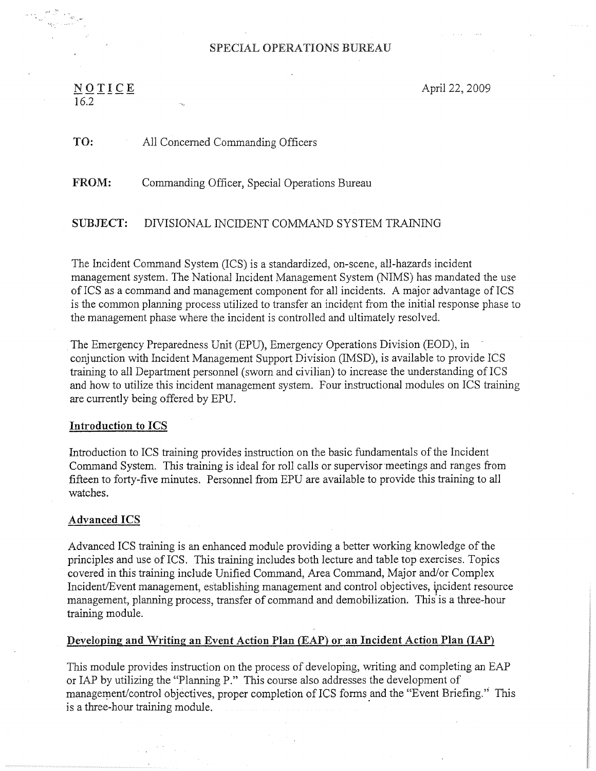SPECIAL OPERATIONS BUREAU

N O T I C E
16.2

April 22, 2009

**TO:** All Concerned Commanding Officers

**FROM:** Commanding Officer, Special Operations Bureau

**SUBJECT:** DIVISIONAL INCIDENT COMMAND SYSTEM TRAINING

The Incident Command System (ICS) is a standardized, on-scene, all-hazards incident management system. The National Incident Management System (NIMS) has mandated the use of ICS as a command and management component for all incidents. A major advantage of ICS is the common planning process utilized to transfer an incident from the initial response phase to the management phase where the incident is controlled and ultimately resolved.

The Emergency Preparedness Unit (EPU), Emergency Operations Division (EOD), in conjunction with Incident Management Support Division (IMSD), is available to provide ICS training to all Department personnel (sworn and civilian) to increase the understanding of ICS and how to utilize this incident management system. Four instructional modules on ICS training are currently being offered by EPU.

**Introduction to ICS**

Introduction to ICS training provides instruction on the basic fundamentals of the Incident Command System. This training is ideal for roll calls or supervisor meetings and ranges from fifteen to forty-five minutes. Personnel from EPU are available to provide this training to all watches.

**Advanced ICS**

Advanced ICS training is an enhanced module providing a better working knowledge of the principles and use of ICS. This training includes both lecture and table top exercises. Topics covered in this training include Unified Command, Area Command, Major and/or Complex Incident/Event management, establishing management and control objectives, incident resource management, planning process, transfer of command and demobilization. This is a three-hour training module.

**Developing and Writing an Event Action Plan (EAP) or an Incident Action Plan (IAP)**

This module provides instruction on the process of developing, writing and completing an EAP or IAP by utilizing the "Planning P." This course also addresses the development of management/control objectives, proper completion of ICS forms and the "Event Briefing." This is a three-hour training module.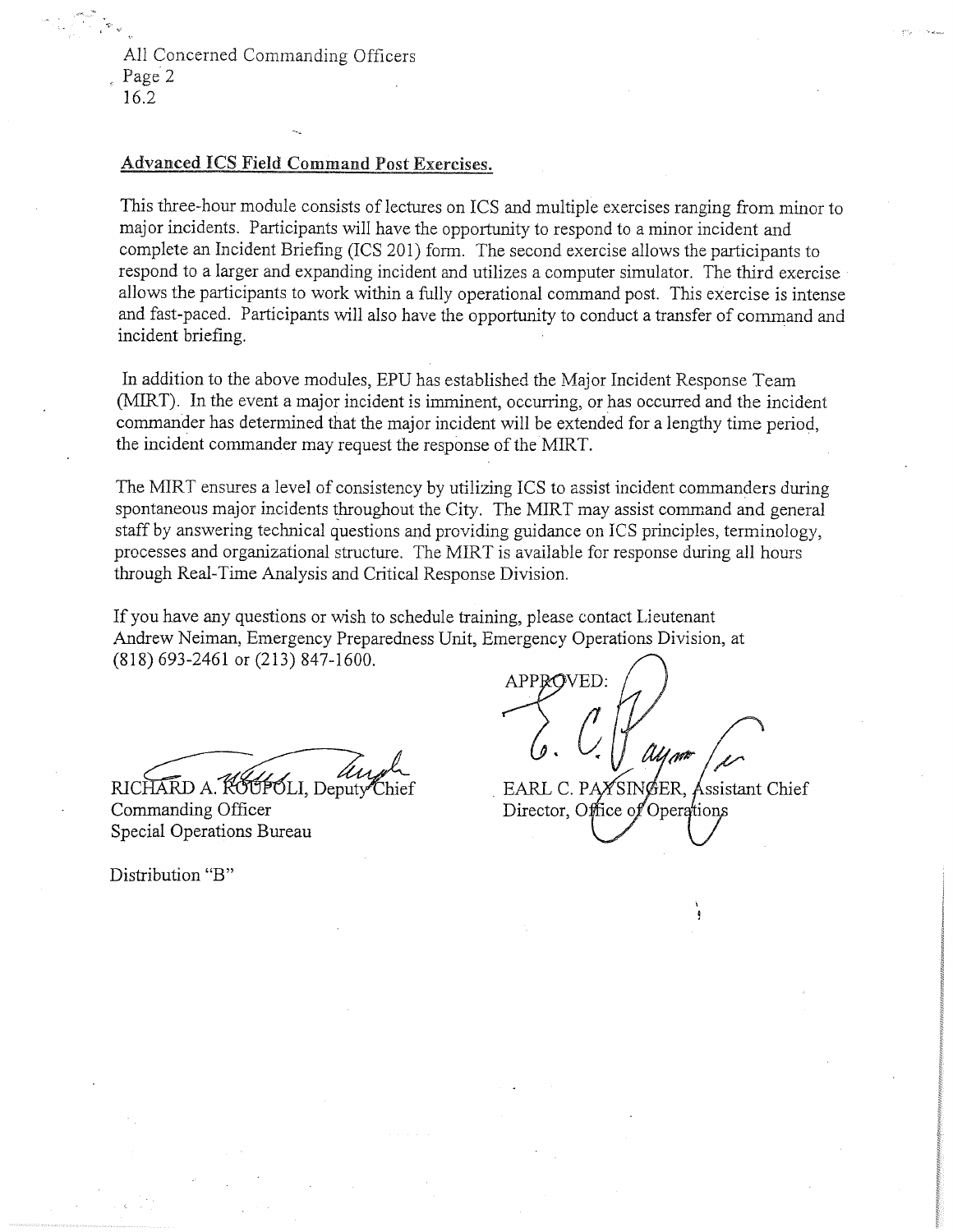All Concerned Commanding Officers
Page 2
16.2

**Advanced ICS Field Command Post Exercises.**

This three-hour module consists of lectures on ICS and multiple exercises ranging from minor to major incidents. Participants will have the opportunity to respond to a minor incident and complete an Incident Briefing (ICS 201) form. The second exercise allows the participants to respond to a larger and expanding incident and utilizes a computer simulator. The third exercise allows the participants to work within a fully operational command post. This exercise is intense and fast-paced. Participants will also have the opportunity to conduct a transfer of command and incident briefing.

In addition to the above modules, EPU has established the Major Incident Response Team (MIRT). In the event a major incident is imminent, occurring, or has occurred and the incident commander has determined that the major incident will be extended for a lengthy time period, the incident commander may request the response of the MIRT.

The MIRT ensures a level of consistency by utilizing ICS to assist incident commanders during spontaneous major incidents throughout the City. The MIRT may assist command and general staff by answering technical questions and providing guidance on ICS principles, terminology, processes and organizational structure. The MIRT is available for response during all hours through Real-Time Analysis and Critical Response Division.

If you have any questions or wish to schedule training, please contact Lieutenant Andrew Neiman, Emergency Preparedness Unit, Emergency Operations Division, at (818) 693-2461 or (213) 847-1600.

RICHARD A. ROUPOLI, Deputy Chief
Commanding Officer
Special Operations Bureau

APPROVED:

EARL C. PAYSINGER, Assistant Chief
Director, Office of Operations

Distribution "B"